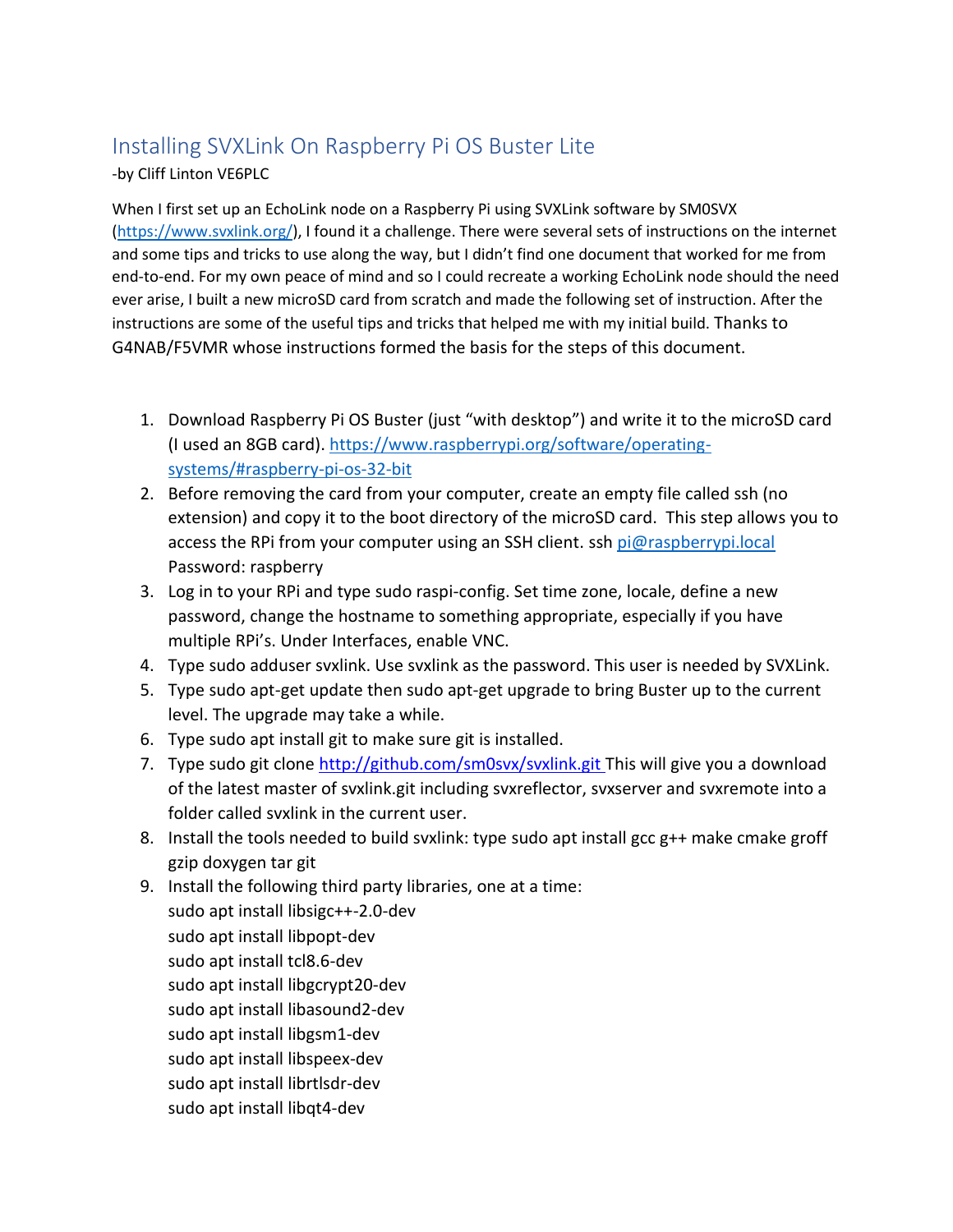# Installing SVXLink On Raspberry Pi OS Buster Lite

-by Cliff Linton VE6PLC

When I first set up an EchoLink node on a Raspberry Pi using SVXLink software by SM0SVX (https://www.svxlink.org/), I found it a challenge. There were several sets of instructions on the internet and some tips and tricks to use along the way, but I didn't find one document that worked for me from end-to-end. For my own peace of mind and so I could recreate a working EchoLink node should the need ever arise, I built a new microSD card from scratch and made the following set of instruction. After the instructions are some of the useful tips and tricks that helped me with my initial build. Thanks to G4NAB/F5VMR whose instructions formed the basis for the steps of this document.

1. Download Raspberry Pi OS Buster (just "with desktop") and write it to the microSD card (I used an 8GB card). https://www.raspberrypi.org/software/operating-systems/#raspberry-pi-os-32-bit
2. Before removing the card from your computer, create an empty file called ssh (no extension) and copy it to the boot directory of the microSD card. This step allows you to access the RPi from your computer using an SSH client. ssh pi@raspberrypi.local Password: raspberry
3. Log in to your RPi and type sudo raspi-config. Set time zone, locale, define a new password, change the hostname to something appropriate, especially if you have multiple RPi's. Under Interfaces, enable VNC.
4. Type sudo adduser svxlink. Use svxlink as the password. This user is needed by SVXLink.
5. Type sudo apt-get update then sudo apt-get upgrade to bring Buster up to the current level. The upgrade may take a while.
6. Type sudo apt install git to make sure git is installed.
7. Type sudo git clone http://github.com/sm0svx/svxlink.git This will give you a download of the latest master of svxlink.git including svxreflector, svxserver and svxremote into a folder called svxlink in the current user.
8. Install the tools needed to build svxlink: type sudo apt install gcc g++ make cmake groff gzip doxygen tar git
9. Install the following third party libraries, one at a time:
   sudo apt install libsigc++-2.0-dev
   sudo apt install libpopt-dev
   sudo apt install tcl8.6-dev
   sudo apt install libgcrypt20-dev
   sudo apt install libasound2-dev
   sudo apt install libgsm1-dev
   sudo apt install libspeex-dev
   sudo apt install librtlsdr-dev
   sudo apt install libqt4-dev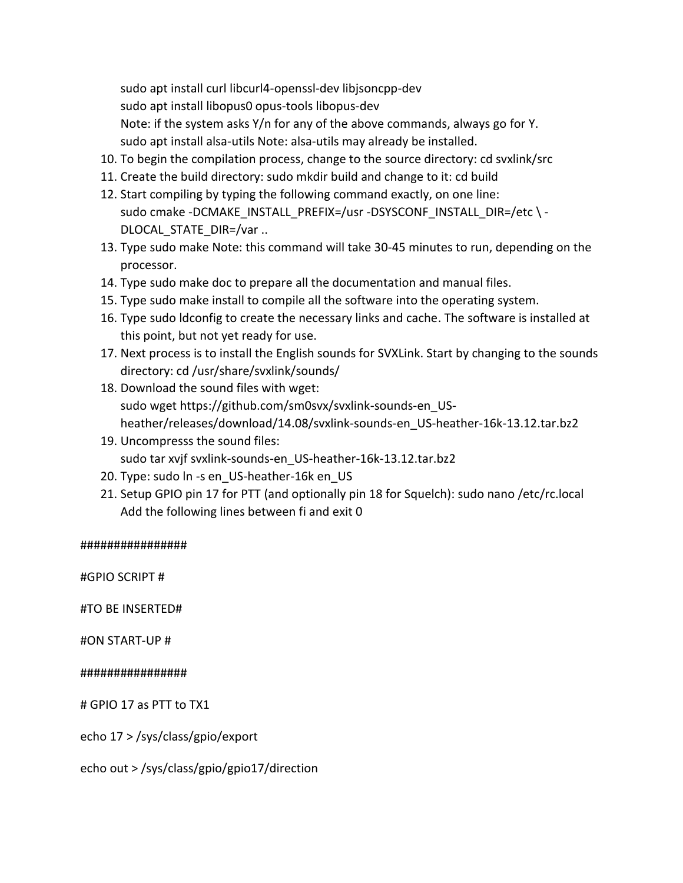sudo apt install curl libcurl4-openssl-dev libjsoncpp-dev
sudo apt install libopus0 opus-tools libopus-dev
Note: if the system asks Y/n for any of the above commands, always go for Y.
sudo apt install alsa-utils Note: alsa-utils may already be installed.

10. To begin the compilation process, change to the source directory: cd svxlink/src
11. Create the build directory: sudo mkdir build and change to it: cd build
12. Start compiling by typing the following command exactly, on one line:
    sudo cmake -DCMAKE_INSTALL_PREFIX=/usr -DSYSCONF_INSTALL_DIR=/etc \ -DLOCAL_STATE_DIR=/var ..
13. Type sudo make Note: this command will take 30-45 minutes to run, depending on the processor.
14. Type sudo make doc to prepare all the documentation and manual files.
15. Type sudo make install to compile all the software into the operating system.
16. Type sudo ldconfig to create the necessary links and cache. The software is installed at this point, but not yet ready for use.
17. Next process is to install the English sounds for SVXLink. Start by changing to the sounds directory: cd /usr/share/svxlink/sounds/
18. Download the sound files with wget:
    sudo wget https://github.com/sm0svx/svxlink-sounds-en_US-heather/releases/download/14.08/svxlink-sounds-en_US-heather-16k-13.12.tar.bz2
19. Uncompresss the sound files:
    sudo tar xvjf svxlink-sounds-en_US-heather-16k-13.12.tar.bz2
20. Type: sudo ln -s en_US-heather-16k en_US
21. Setup GPIO pin 17 for PTT (and optionally pin 18 for Squelch): sudo nano /etc/rc.local
    Add the following lines between fi and exit 0

```
################

#GPIO SCRIPT #

#TO BE INSERTED#

#ON START-UP #

################

# GPIO 17 as PTT to TX1

echo 17 > /sys/class/gpio/export

echo out > /sys/class/gpio/gpio17/direction
```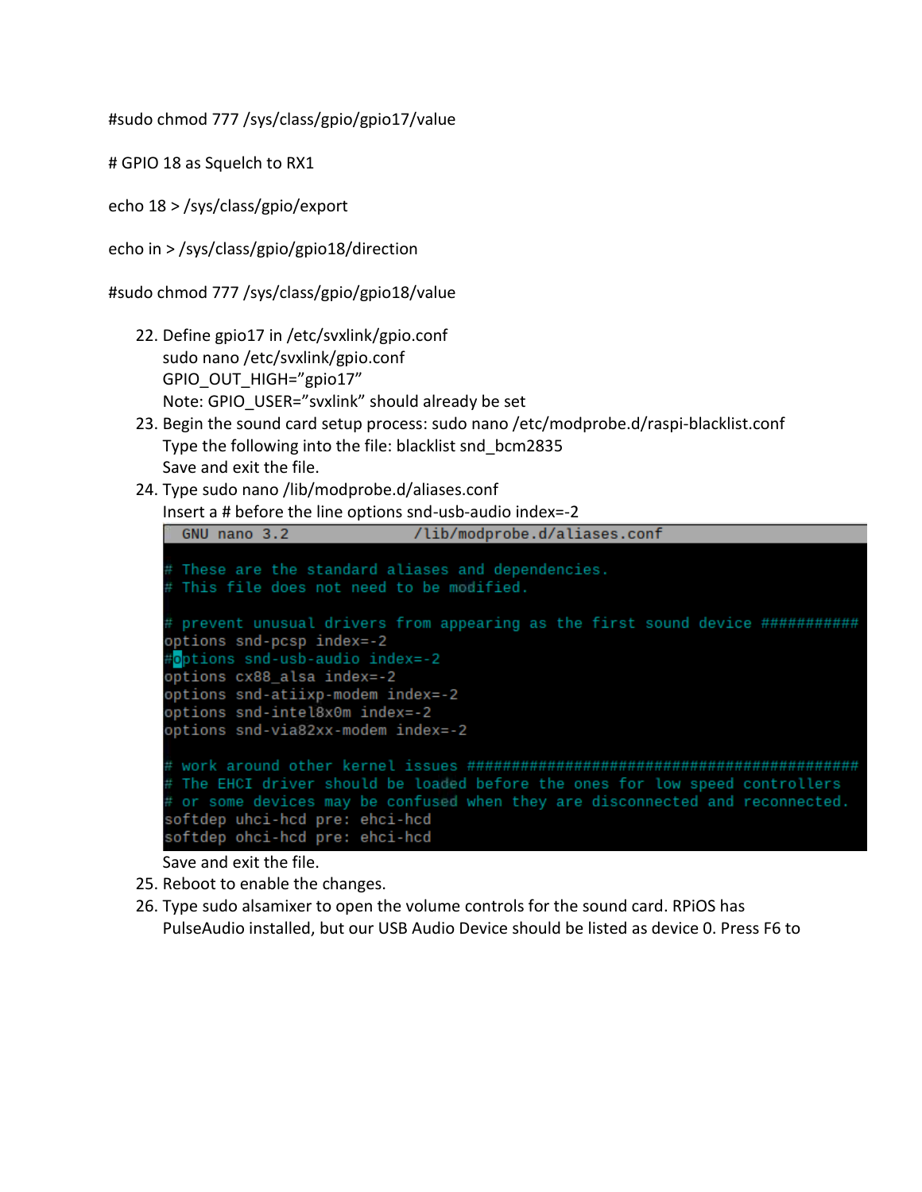#sudo chmod 777 /sys/class/gpio/gpio17/value

# GPIO 18 as Squelch to RX1

echo 18 > /sys/class/gpio/export

echo in > /sys/class/gpio/gpio18/direction

#sudo chmod 777 /sys/class/gpio/gpio18/value

22. Define gpio17 in /etc/svxlink/gpio.conf
    sudo nano /etc/svxlink/gpio.conf
    GPIO_OUT_HIGH="gpio17"
    Note: GPIO_USER="svxlink" should already be set
23. Begin the sound card setup process: sudo nano /etc/modprobe.d/raspi-blacklist.conf
    Type the following into the file: blacklist snd_bcm2835
    Save and exit the file.
24. Type sudo nano /lib/modprobe.d/aliases.conf
    Insert a # before the line options snd-usb-audio index=-2

```
  GNU nano 3.2                    /lib/modprobe.d/aliases.conf

# These are the standard aliases and dependencies.
# This file does not need to be modified.

# prevent unusual drivers from appearing as the first sound device ###########
options snd-pcsp index=-2
#options snd-usb-audio index=-2
options cx88_alsa index=-2
options snd-atiixp-modem index=-2
options snd-intel8x0m index=-2
options snd-via82xx-modem index=-2

# work around other kernel issues ############################################
# The EHCI driver should be loaded before the ones for low speed controllers
# or some devices may be confused when they are disconnected and reconnected.
softdep uhci-hcd pre: ehci-hcd
softdep ohci-hcd pre: ehci-hcd
```

    Save and exit the file.
25. Reboot to enable the changes.
26. Type sudo alsamixer to open the volume controls for the sound card. RPiOS has PulseAudio installed, but our USB Audio Device should be listed as device 0. Press F6 to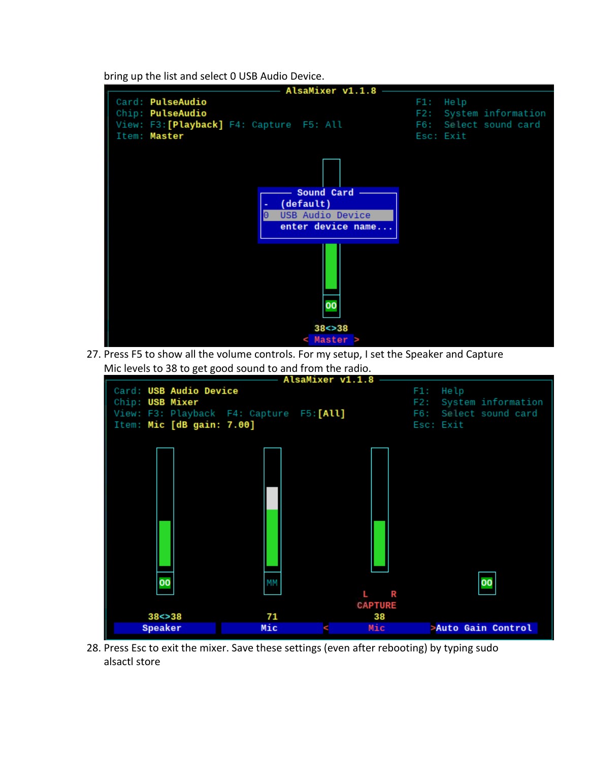bring up the list and select 0 USB Audio Device.

27. Press F5 to show all the volume controls. For my setup, I set the Speaker and Capture Mic levels to 38 to get good sound to and from the radio.

28. Press Esc to exit the mixer. Save these settings (even after rebooting) by typing sudo alsactl store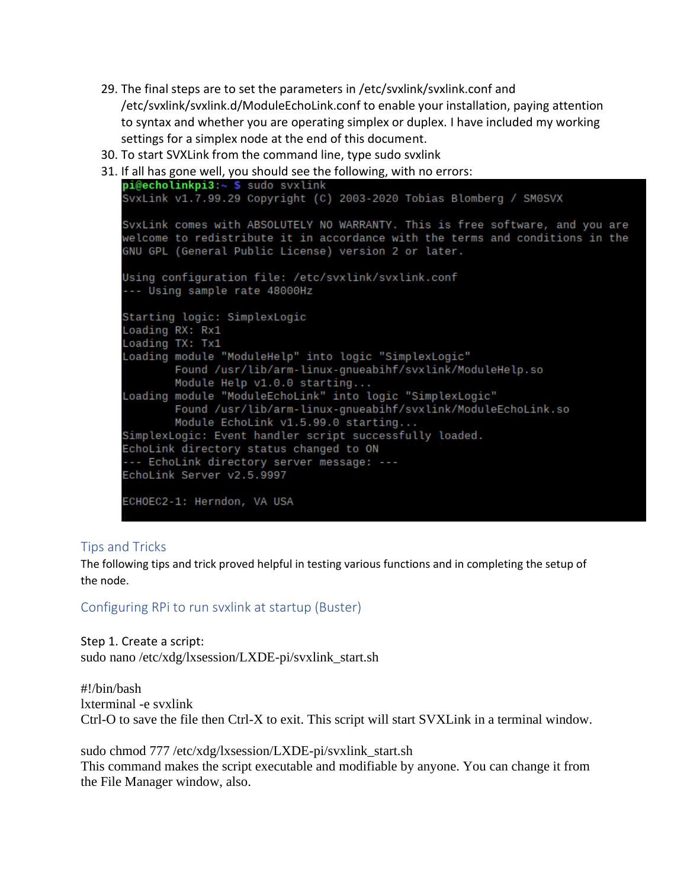29. The final steps are to set the parameters in /etc/svxlink/svxlink.conf and /etc/svxlink/svxlink.d/ModuleEchoLink.conf to enable your installation, paying attention to syntax and whether you are operating simplex or duplex. I have included my working settings for a simplex node at the end of this document.
30. To start SVXLink from the command line, type sudo svxlink
31. If all has gone well, you should see the following, with no errors:

```
pi@echolinkpi3:~ $ sudo svxlink
SvxLink v1.7.99.29 Copyright (C) 2003-2020 Tobias Blomberg / SM0SVX

SvxLink comes with ABSOLUTELY NO WARRANTY. This is free software, and you are
welcome to redistribute it in accordance with the terms and conditions in the
GNU GPL (General Public License) version 2 or later.

Using configuration file: /etc/svxlink/svxlink.conf
--- Using sample rate 48000Hz

Starting logic: SimplexLogic
Loading RX: Rx1
Loading TX: Tx1
Loading module "ModuleHelp" into logic "SimplexLogic"
        Found /usr/lib/arm-linux-gnueabihf/svxlink/ModuleHelp.so
        Module Help v1.0.0 starting...
Loading module "ModuleEchoLink" into logic "SimplexLogic"
        Found /usr/lib/arm-linux-gnueabihf/svxlink/ModuleEchoLink.so
        Module EchoLink v1.5.99.0 starting...
SimplexLogic: Event handler script successfully loaded.
EchoLink directory status changed to ON
--- EchoLink directory server message: ---
EchoLink Server v2.5.9997

ECHOEC2-1: Herndon, VA USA
```

## Tips and Tricks

The following tips and trick proved helpful in testing various functions and in completing the setup of the node.

### Configuring RPi to run svxlink at startup (Buster)

Step 1. Create a script:
sudo nano /etc/xdg/lxsession/LXDE-pi/svxlink_start.sh

```
#!/bin/bash
lxterminal -e svxlink
```

Ctrl-O to save the file then Ctrl-X to exit. This script will start SVXLink in a terminal window.

sudo chmod 777 /etc/xdg/lxsession/LXDE-pi/svxlink_start.sh
This command makes the script executable and modifiable by anyone. You can change it from the File Manager window, also.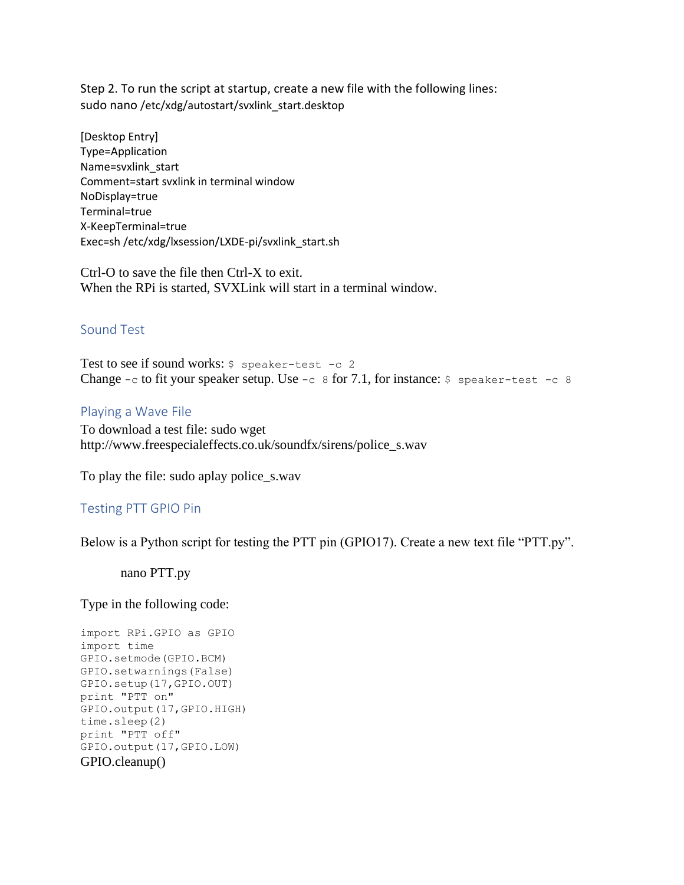Step 2. To run the script at startup, create a new file with the following lines:
sudo nano /etc/xdg/autostart/svxlink_start.desktop

```
[Desktop Entry]
Type=Application
Name=svxlink_start
Comment=start svxlink in terminal window
NoDisplay=true
Terminal=true
X-KeepTerminal=true
Exec=sh /etc/xdg/lxsession/LXDE-pi/svxlink_start.sh
```

Ctrl-O to save the file then Ctrl-X to exit.
When the RPi is started, SVXLink will start in a terminal window.

## Sound Test

Test to see if sound works: `$ speaker-test -c 2`
Change `-c` to fit your speaker setup. Use `-c 8` for 7.1, for instance: `$ speaker-test -c 8`

## Playing a Wave File

To download a test file: sudo wget
http://www.freespecialeffects.co.uk/soundfx/sirens/police_s.wav

To play the file: sudo aplay police_s.wav

## Testing PTT GPIO Pin

Below is a Python script for testing the PTT pin (GPIO17). Create a new text file "PTT.py".

nano PTT.py

Type in the following code:

```
import RPi.GPIO as GPIO
import time
GPIO.setmode(GPIO.BCM)
GPIO.setwarnings(False)
GPIO.setup(17,GPIO.OUT)
print "PTT on"
GPIO.output(17,GPIO.HIGH)
time.sleep(2)
print "PTT off"
GPIO.output(17,GPIO.LOW)
GPIO.cleanup()
```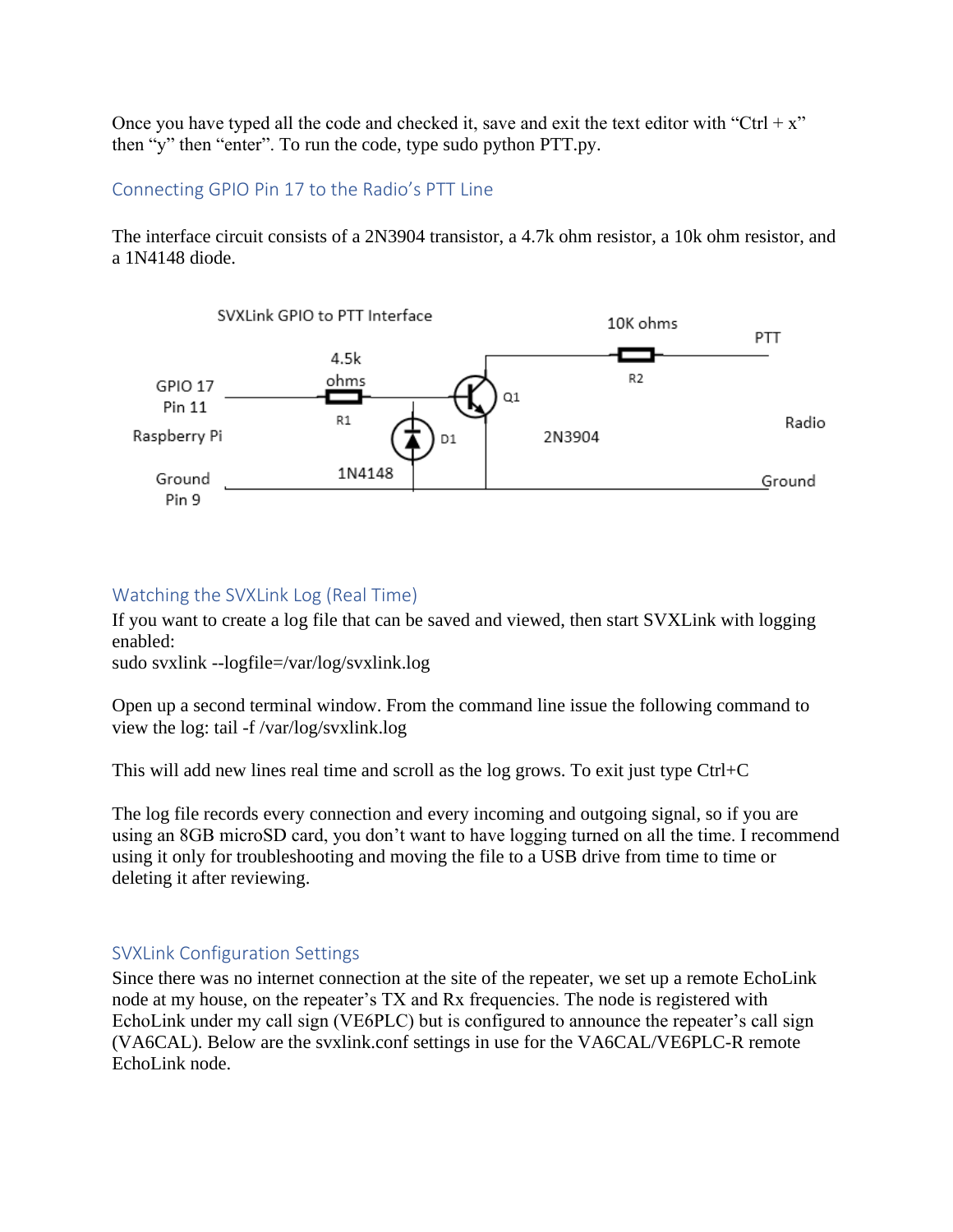Once you have typed all the code and checked it, save and exit the text editor with "Ctrl + x" then "y" then "enter". To run the code, type sudo python PTT.py.

## Connecting GPIO Pin 17 to the Radio's PTT Line

The interface circuit consists of a 2N3904 transistor, a 4.7k ohm resistor, a 10k ohm resistor, and a 1N4148 diode.

SVXLink GPIO to PTT Interface

GPIO 17 Pin 11

Raspberry Pi

Ground Pin 9

4.5k ohms R1

D1 1N4148

Q1 2N3904

10K ohms R2

PTT

Radio

Ground

## Watching the SVXLink Log (Real Time)

If you want to create a log file that can be saved and viewed, then start SVXLink with logging enabled:
sudo svxlink --logfile=/var/log/svxlink.log

Open up a second terminal window. From the command line issue the following command to view the log: tail -f /var/log/svxlink.log

This will add new lines real time and scroll as the log grows. To exit just type Ctrl+C

The log file records every connection and every incoming and outgoing signal, so if you are using an 8GB microSD card, you don't want to have logging turned on all the time. I recommend using it only for troubleshooting and moving the file to a USB drive from time to time or deleting it after reviewing.

## SVXLink Configuration Settings

Since there was no internet connection at the site of the repeater, we set up a remote EchoLink node at my house, on the repeater's TX and Rx frequencies. The node is registered with EchoLink under my call sign (VE6PLC) but is configured to announce the repeater's call sign (VA6CAL). Below are the svxlink.conf settings in use for the VA6CAL/VE6PLC-R remote EchoLink node.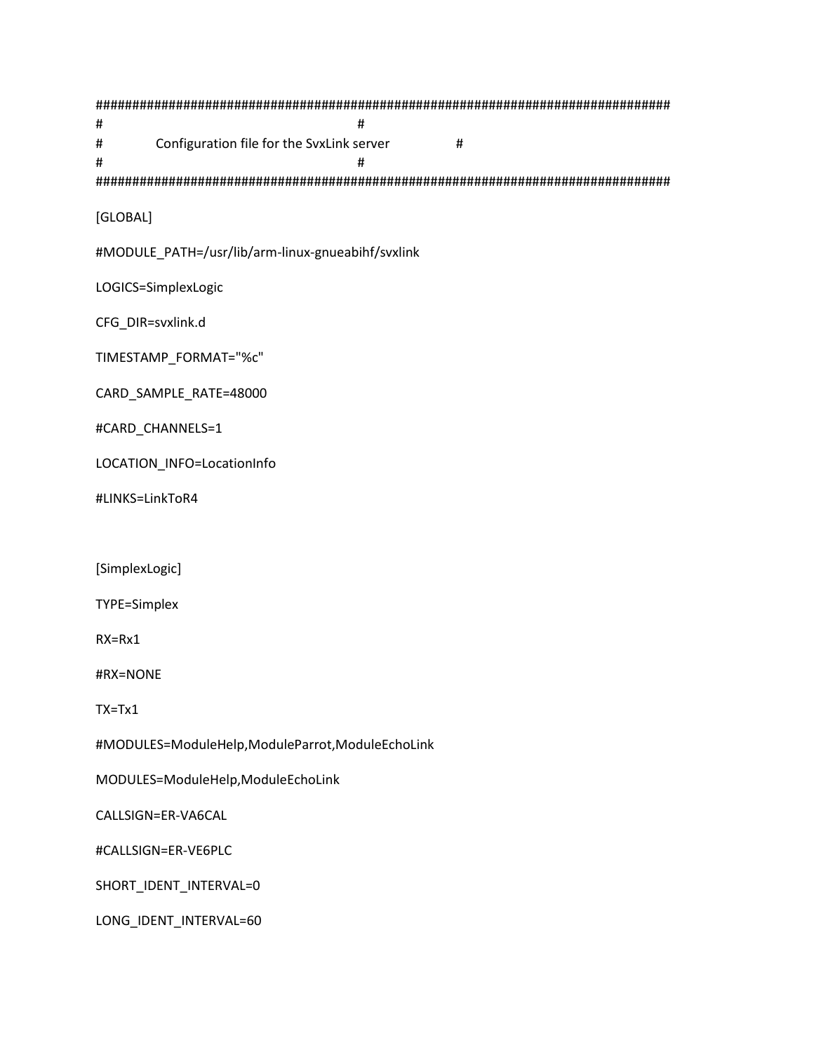```
################################################################################
#                                                  #
#             Configuration file for the SvxLink server                  #
#                                                  #
################################################################################

[GLOBAL]

#MODULE_PATH=/usr/lib/arm-linux-gnueabihf/svxlink

LOGICS=SimplexLogic

CFG_DIR=svxlink.d

TIMESTAMP_FORMAT="%c"

CARD_SAMPLE_RATE=48000

#CARD_CHANNELS=1

LOCATION_INFO=LocationInfo

#LINKS=LinkToR4


[SimplexLogic]

TYPE=Simplex

RX=Rx1

#RX=NONE

TX=Tx1

#MODULES=ModuleHelp,ModuleParrot,ModuleEchoLink

MODULES=ModuleHelp,ModuleEchoLink

CALLSIGN=ER-VA6CAL

#CALLSIGN=ER-VE6PLC

SHORT_IDENT_INTERVAL=0

LONG_IDENT_INTERVAL=60
```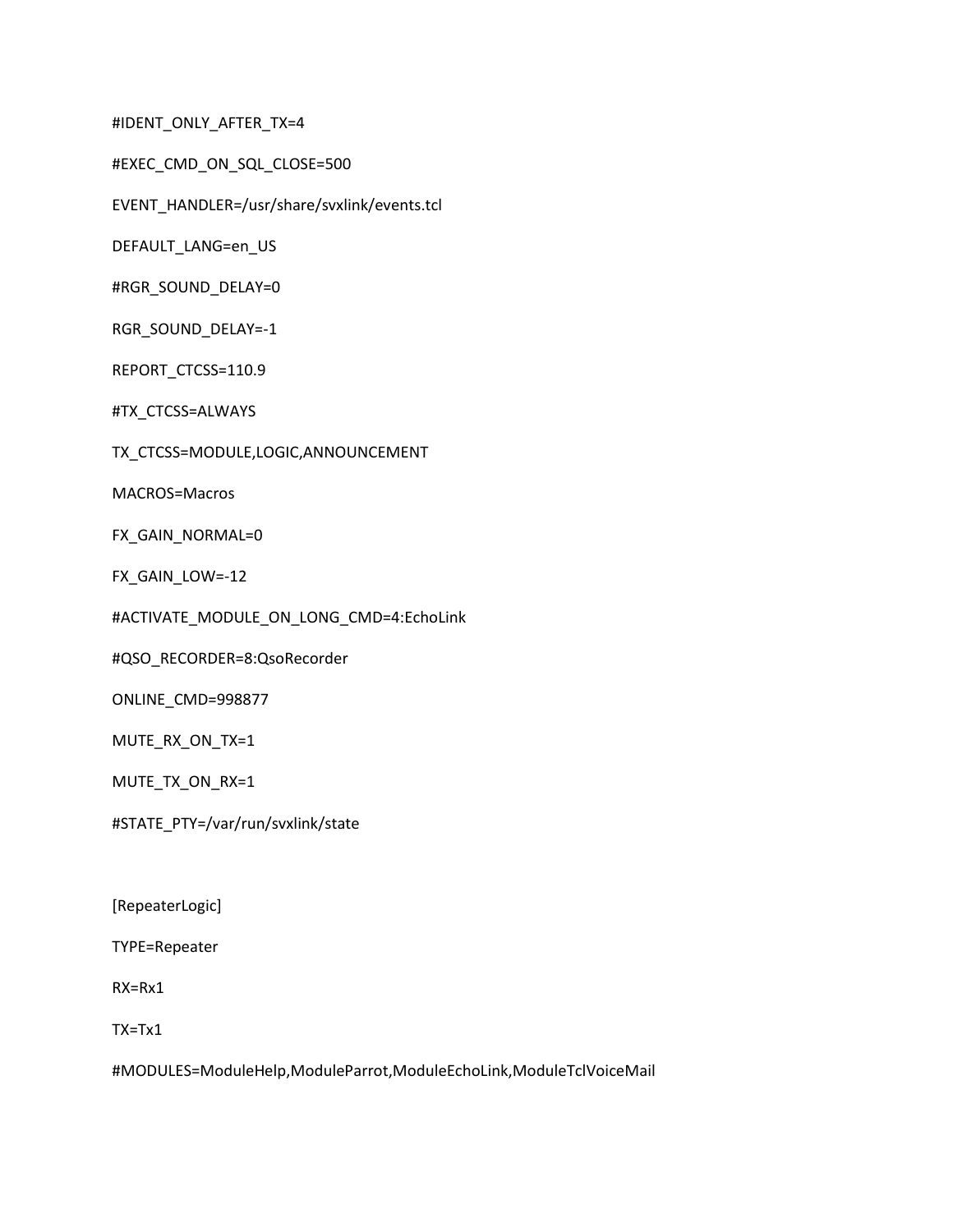```
#IDENT_ONLY_AFTER_TX=4

#EXEC_CMD_ON_SQL_CLOSE=500

EVENT_HANDLER=/usr/share/svxlink/events.tcl

DEFAULT_LANG=en_US

#RGR_SOUND_DELAY=0

RGR_SOUND_DELAY=-1

REPORT_CTCSS=110.9

#TX_CTCSS=ALWAYS

TX_CTCSS=MODULE,LOGIC,ANNOUNCEMENT

MACROS=Macros

FX_GAIN_NORMAL=0

FX_GAIN_LOW=-12

#ACTIVATE_MODULE_ON_LONG_CMD=4:EchoLink

#QSO_RECORDER=8:QsoRecorder

ONLINE_CMD=998877

MUTE_RX_ON_TX=1

MUTE_TX_ON_RX=1

#STATE_PTY=/var/run/svxlink/state


[RepeaterLogic]

TYPE=Repeater

RX=Rx1

TX=Tx1

#MODULES=ModuleHelp,ModuleParrot,ModuleEchoLink,ModuleTclVoiceMail
```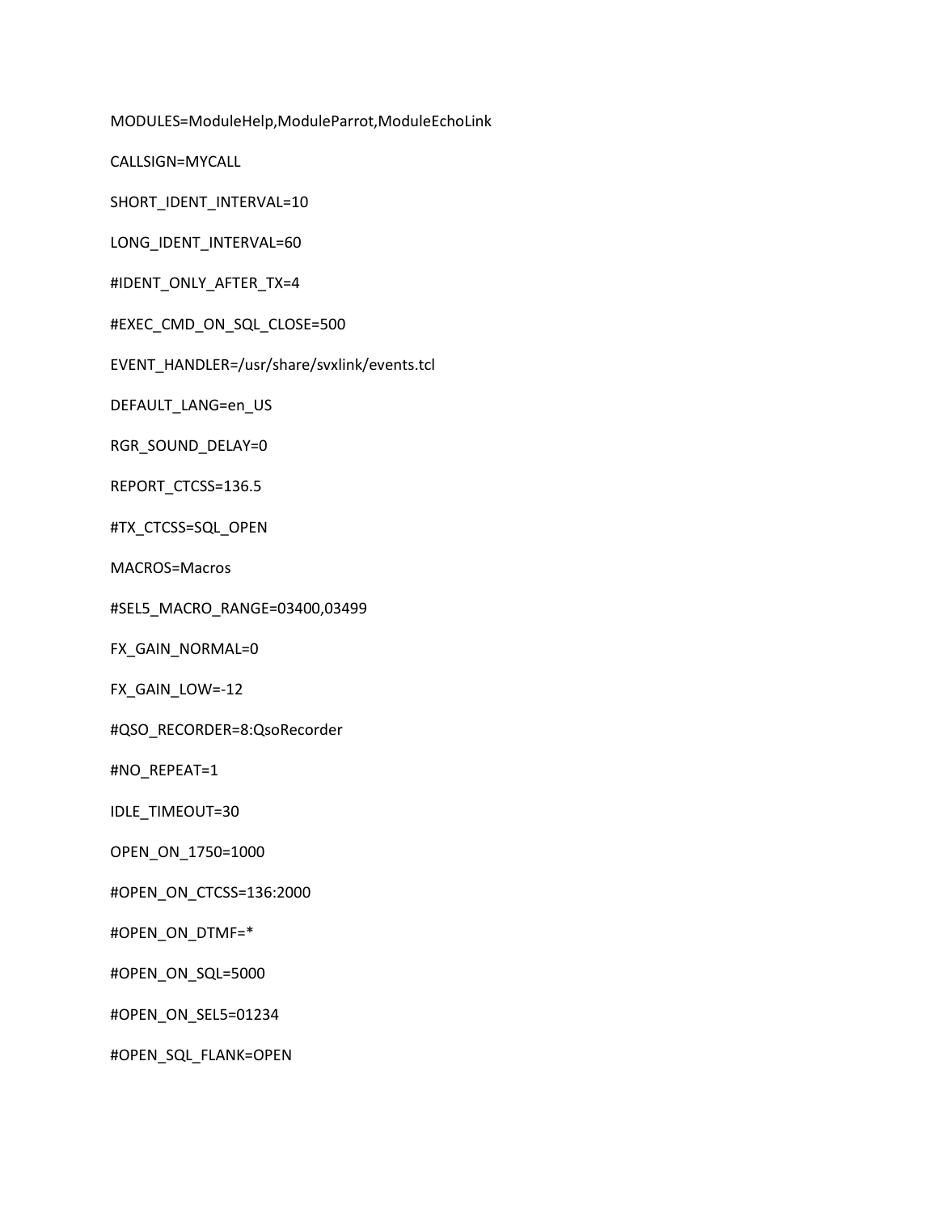MODULES=ModuleHelp,ModuleParrot,ModuleEchoLink

CALLSIGN=MYCALL

SHORT_IDENT_INTERVAL=10

LONG_IDENT_INTERVAL=60

#IDENT_ONLY_AFTER_TX=4

#EXEC_CMD_ON_SQL_CLOSE=500

EVENT_HANDLER=/usr/share/svxlink/events.tcl

DEFAULT_LANG=en_US

RGR_SOUND_DELAY=0

REPORT_CTCSS=136.5

#TX_CTCSS=SQL_OPEN

MACROS=Macros

#SEL5_MACRO_RANGE=03400,03499

FX_GAIN_NORMAL=0

FX_GAIN_LOW=-12

#QSO_RECORDER=8:QsoRecorder

#NO_REPEAT=1

IDLE_TIMEOUT=30

OPEN_ON_1750=1000

#OPEN_ON_CTCSS=136:2000

#OPEN_ON_DTMF=*

#OPEN_ON_SQL=5000

#OPEN_ON_SEL5=01234

#OPEN_SQL_FLANK=OPEN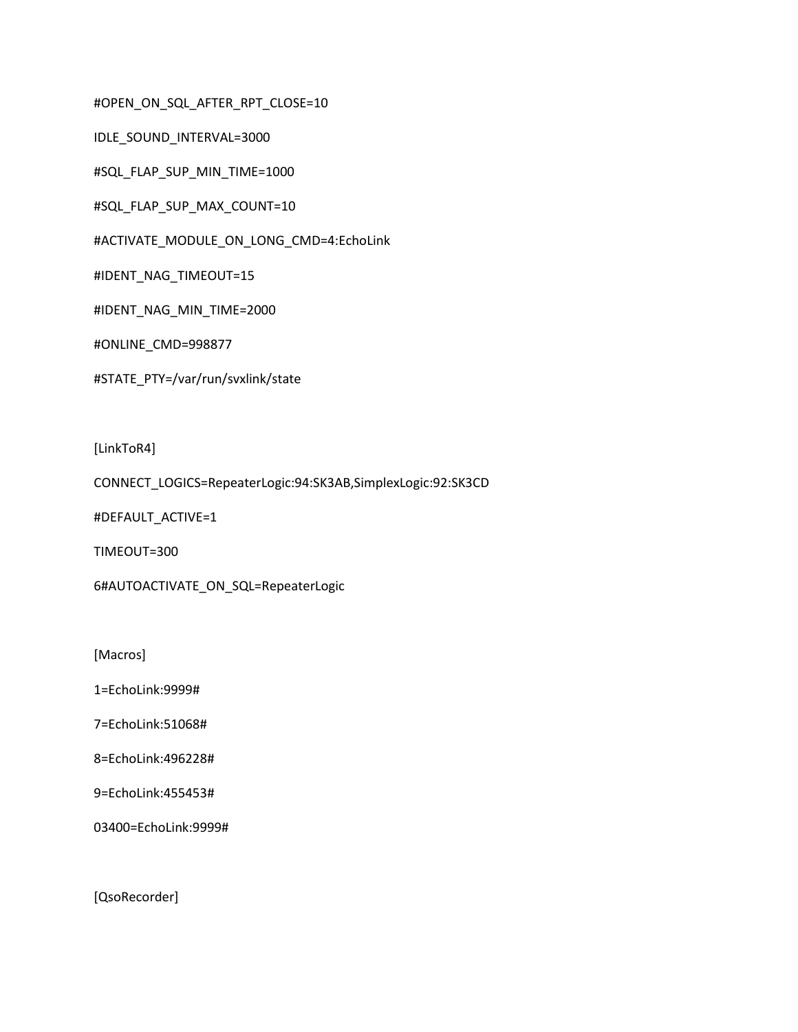```
#OPEN_ON_SQL_AFTER_RPT_CLOSE=10

IDLE_SOUND_INTERVAL=3000

#SQL_FLAP_SUP_MIN_TIME=1000

#SQL_FLAP_SUP_MAX_COUNT=10

#ACTIVATE_MODULE_ON_LONG_CMD=4:EchoLink

#IDENT_NAG_TIMEOUT=15

#IDENT_NAG_MIN_TIME=2000

#ONLINE_CMD=998877

#STATE_PTY=/var/run/svxlink/state


[LinkToR4]

CONNECT_LOGICS=RepeaterLogic:94:SK3AB,SimplexLogic:92:SK3CD

#DEFAULT_ACTIVE=1

TIMEOUT=300

6#AUTOACTIVATE_ON_SQL=RepeaterLogic


[Macros]

1=EchoLink:9999#

7=EchoLink:51068#

8=EchoLink:496228#

9=EchoLink:455453#

03400=EchoLink:9999#


[QsoRecorder]
```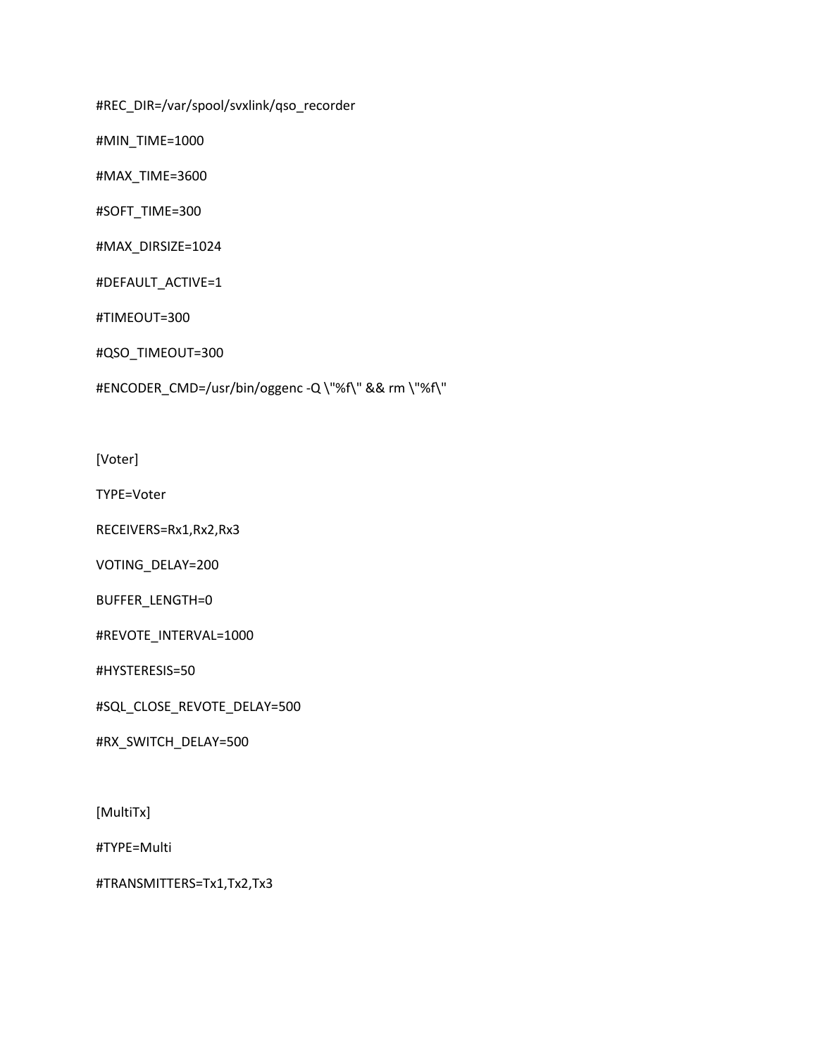#REC_DIR=/var/spool/svxlink/qso_recorder

#MIN_TIME=1000

#MAX_TIME=3600

#SOFT_TIME=300

#MAX_DIRSIZE=1024

#DEFAULT_ACTIVE=1

#TIMEOUT=300

#QSO_TIMEOUT=300

#ENCODER_CMD=/usr/bin/oggenc -Q \"%f\" && rm \"%f\"

[Voter]

TYPE=Voter

RECEIVERS=Rx1,Rx2,Rx3

VOTING_DELAY=200

BUFFER_LENGTH=0

#REVOTE_INTERVAL=1000

#HYSTERESIS=50

#SQL_CLOSE_REVOTE_DELAY=500

#RX_SWITCH_DELAY=500

[MultiTx]

#TYPE=Multi

#TRANSMITTERS=Tx1,Tx2,Tx3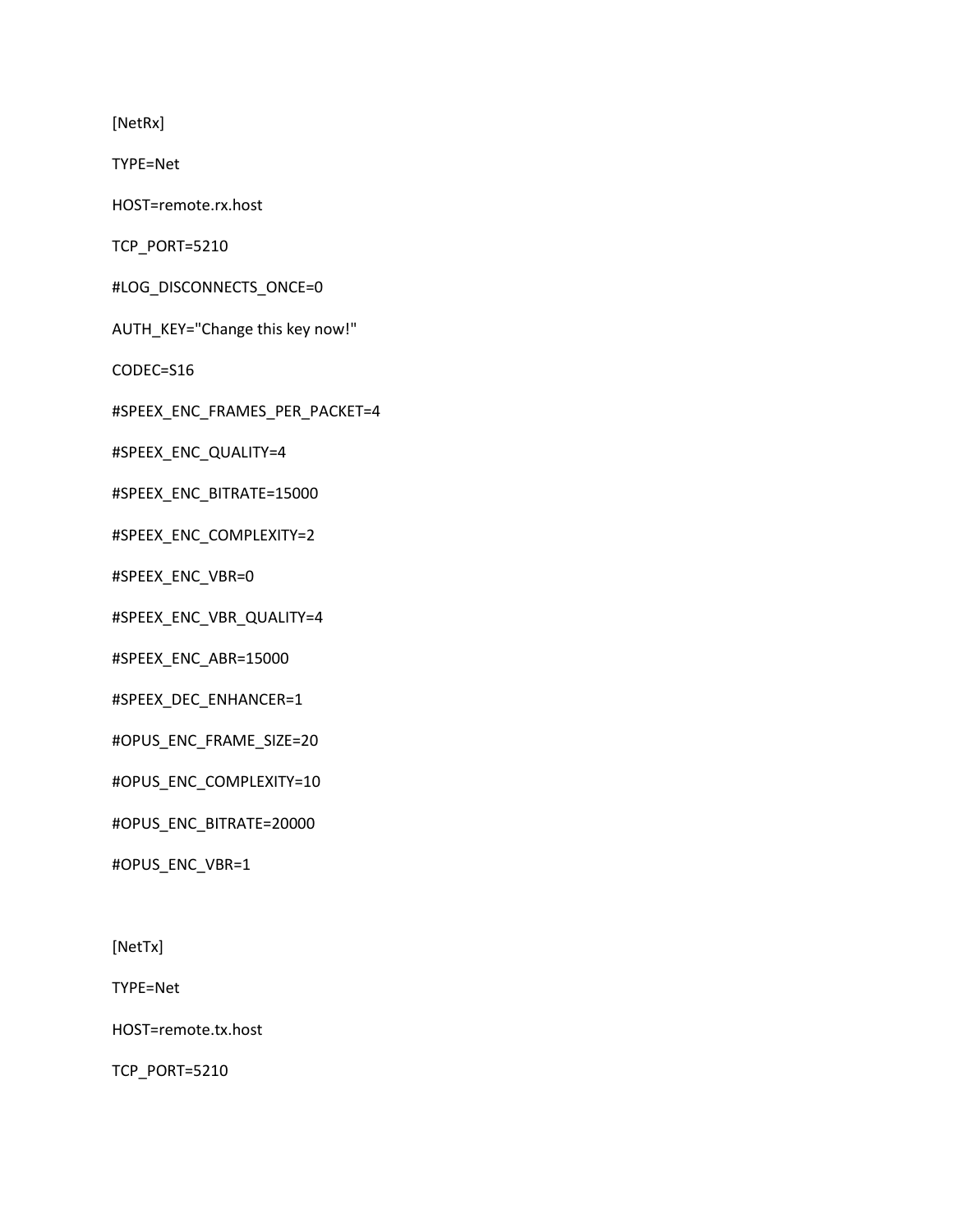```
[NetRx]

TYPE=Net

HOST=remote.rx.host

TCP_PORT=5210

#LOG_DISCONNECTS_ONCE=0

AUTH_KEY="Change this key now!"

CODEC=S16

#SPEEX_ENC_FRAMES_PER_PACKET=4

#SPEEX_ENC_QUALITY=4

#SPEEX_ENC_BITRATE=15000

#SPEEX_ENC_COMPLEXITY=2

#SPEEX_ENC_VBR=0

#SPEEX_ENC_VBR_QUALITY=4

#SPEEX_ENC_ABR=15000

#SPEEX_DEC_ENHANCER=1

#OPUS_ENC_FRAME_SIZE=20

#OPUS_ENC_COMPLEXITY=10

#OPUS_ENC_BITRATE=20000

#OPUS_ENC_VBR=1


[NetTx]

TYPE=Net

HOST=remote.tx.host

TCP_PORT=5210
```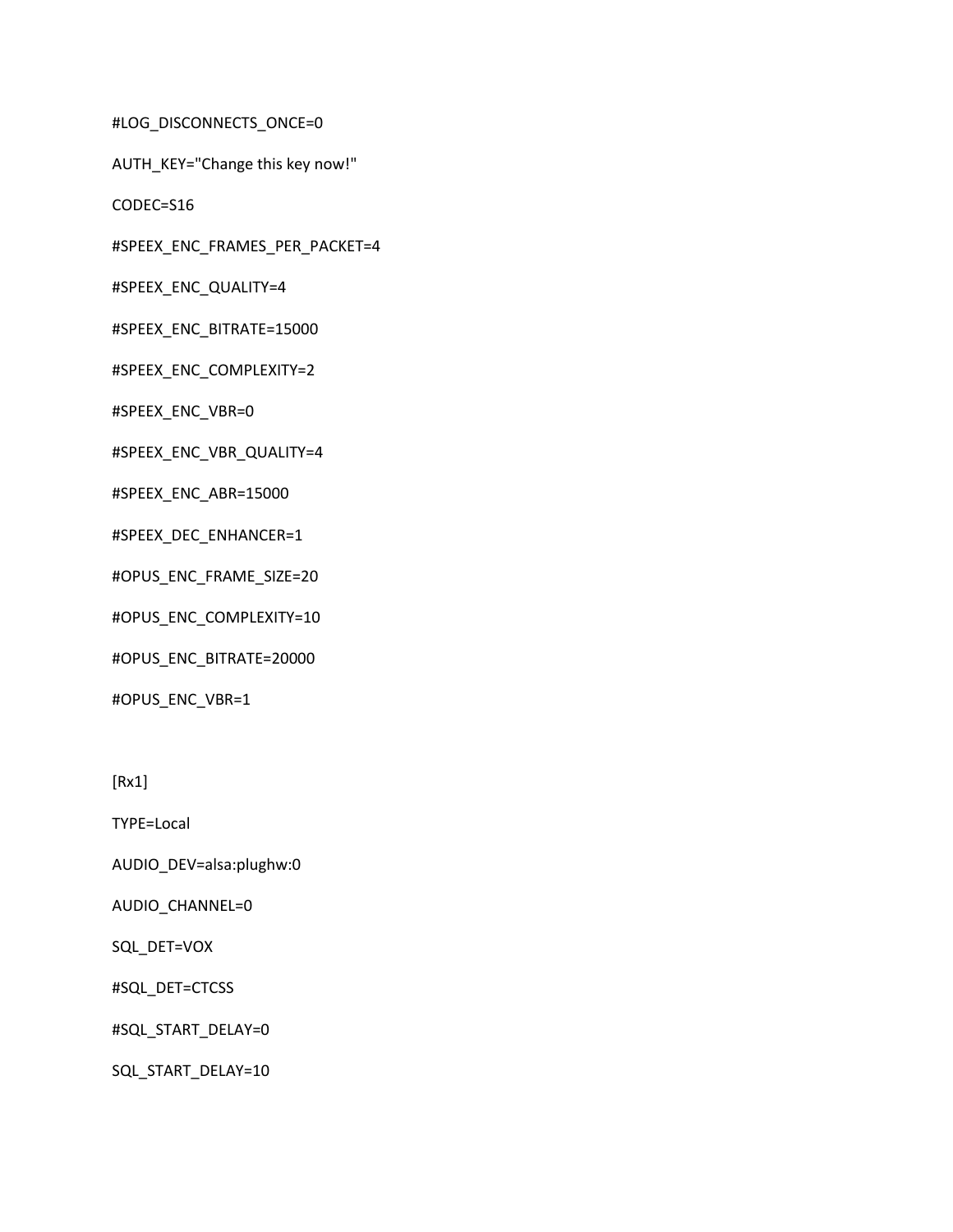```
#LOG_DISCONNECTS_ONCE=0

AUTH_KEY="Change this key now!"

CODEC=S16

#SPEEX_ENC_FRAMES_PER_PACKET=4

#SPEEX_ENC_QUALITY=4

#SPEEX_ENC_BITRATE=15000

#SPEEX_ENC_COMPLEXITY=2

#SPEEX_ENC_VBR=0

#SPEEX_ENC_VBR_QUALITY=4

#SPEEX_ENC_ABR=15000

#SPEEX_DEC_ENHANCER=1

#OPUS_ENC_FRAME_SIZE=20

#OPUS_ENC_COMPLEXITY=10

#OPUS_ENC_BITRATE=20000

#OPUS_ENC_VBR=1


[Rx1]

TYPE=Local

AUDIO_DEV=alsa:plughw:0

AUDIO_CHANNEL=0

SQL_DET=VOX

#SQL_DET=CTCSS

#SQL_START_DELAY=0

SQL_START_DELAY=10
```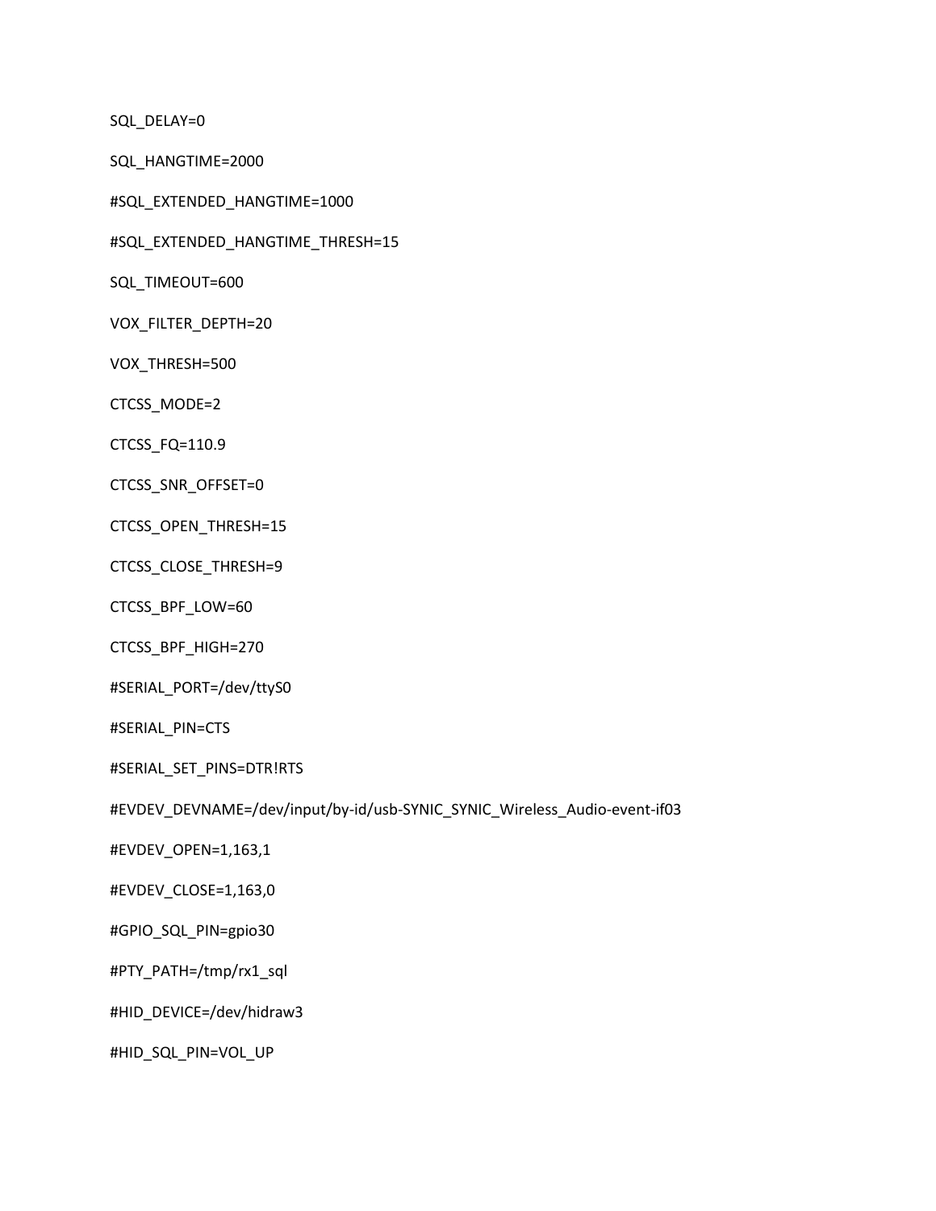```
SQL_DELAY=0

SQL_HANGTIME=2000

#SQL_EXTENDED_HANGTIME=1000

#SQL_EXTENDED_HANGTIME_THRESH=15

SQL_TIMEOUT=600

VOX_FILTER_DEPTH=20

VOX_THRESH=500

CTCSS_MODE=2

CTCSS_FQ=110.9

CTCSS_SNR_OFFSET=0

CTCSS_OPEN_THRESH=15

CTCSS_CLOSE_THRESH=9

CTCSS_BPF_LOW=60

CTCSS_BPF_HIGH=270

#SERIAL_PORT=/dev/ttyS0

#SERIAL_PIN=CTS

#SERIAL_SET_PINS=DTR!RTS

#EVDEV_DEVNAME=/dev/input/by-id/usb-SYNIC_SYNIC_Wireless_Audio-event-if03

#EVDEV_OPEN=1,163,1

#EVDEV_CLOSE=1,163,0

#GPIO_SQL_PIN=gpio30

#PTY_PATH=/tmp/rx1_sql

#HID_DEVICE=/dev/hidraw3

#HID_SQL_PIN=VOL_UP
```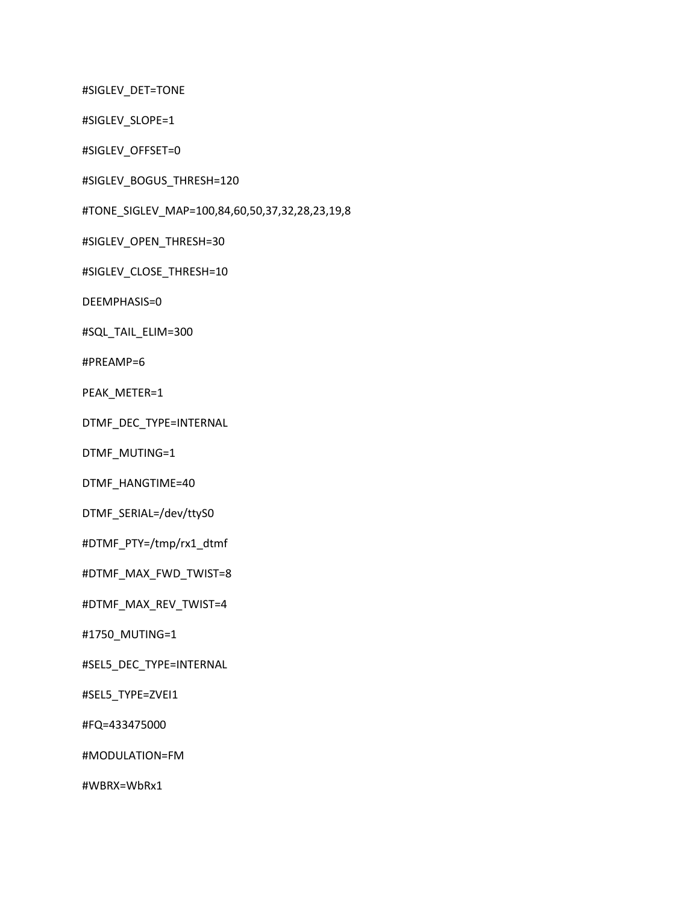#SIGLEV_DET=TONE

#SIGLEV_SLOPE=1

#SIGLEV_OFFSET=0

#SIGLEV_BOGUS_THRESH=120

#TONE_SIGLEV_MAP=100,84,60,50,37,32,28,23,19,8

#SIGLEV_OPEN_THRESH=30

#SIGLEV_CLOSE_THRESH=10

DEEMPHASIS=0

#SQL_TAIL_ELIM=300

#PREAMP=6

PEAK_METER=1

DTMF_DEC_TYPE=INTERNAL

DTMF_MUTING=1

DTMF_HANGTIME=40

DTMF_SERIAL=/dev/ttyS0

#DTMF_PTY=/tmp/rx1_dtmf

#DTMF_MAX_FWD_TWIST=8

#DTMF_MAX_REV_TWIST=4

#1750_MUTING=1

#SEL5_DEC_TYPE=INTERNAL

#SEL5_TYPE=ZVEI1

#FQ=433475000

#MODULATION=FM

#WBRX=WbRx1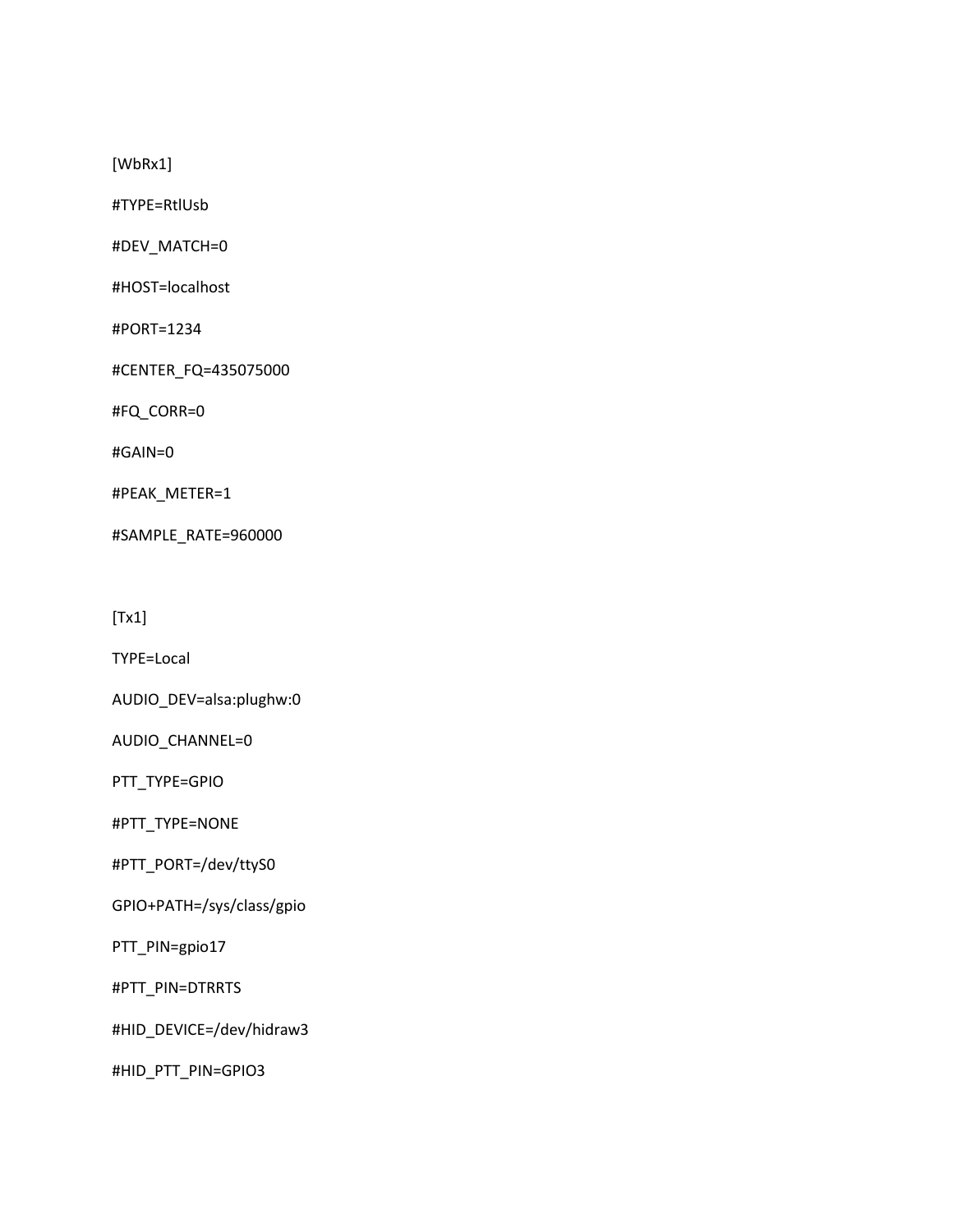[WbRx1]

#TYPE=RtlUsb

#DEV_MATCH=0

#HOST=localhost

#PORT=1234

#CENTER_FQ=435075000

#FQ_CORR=0

#GAIN=0

#PEAK_METER=1

#SAMPLE_RATE=960000

[Tx1]

TYPE=Local

AUDIO_DEV=alsa:plughw:0

AUDIO_CHANNEL=0

PTT_TYPE=GPIO

#PTT_TYPE=NONE

#PTT_PORT=/dev/ttyS0

GPIO+PATH=/sys/class/gpio

PTT_PIN=gpio17

#PTT_PIN=DTRRTS

#HID_DEVICE=/dev/hidraw3

#HID_PTT_PIN=GPIO3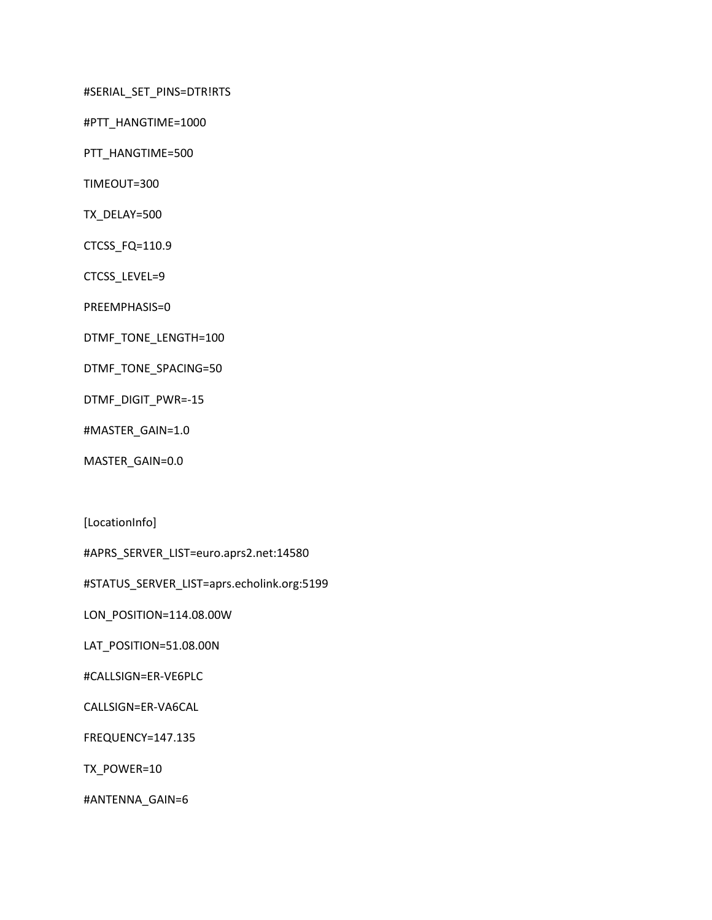```
#SERIAL_SET_PINS=DTR!RTS

#PTT_HANGTIME=1000

PTT_HANGTIME=500

TIMEOUT=300

TX_DELAY=500

CTCSS_FQ=110.9

CTCSS_LEVEL=9

PREEMPHASIS=0

DTMF_TONE_LENGTH=100

DTMF_TONE_SPACING=50

DTMF_DIGIT_PWR=-15

#MASTER_GAIN=1.0

MASTER_GAIN=0.0


[LocationInfo]

#APRS_SERVER_LIST=euro.aprs2.net:14580

#STATUS_SERVER_LIST=aprs.echolink.org:5199

LON_POSITION=114.08.00W

LAT_POSITION=51.08.00N

#CALLSIGN=ER-VE6PLC

CALLSIGN=ER-VA6CAL

FREQUENCY=147.135

TX_POWER=10

#ANTENNA_GAIN=6
```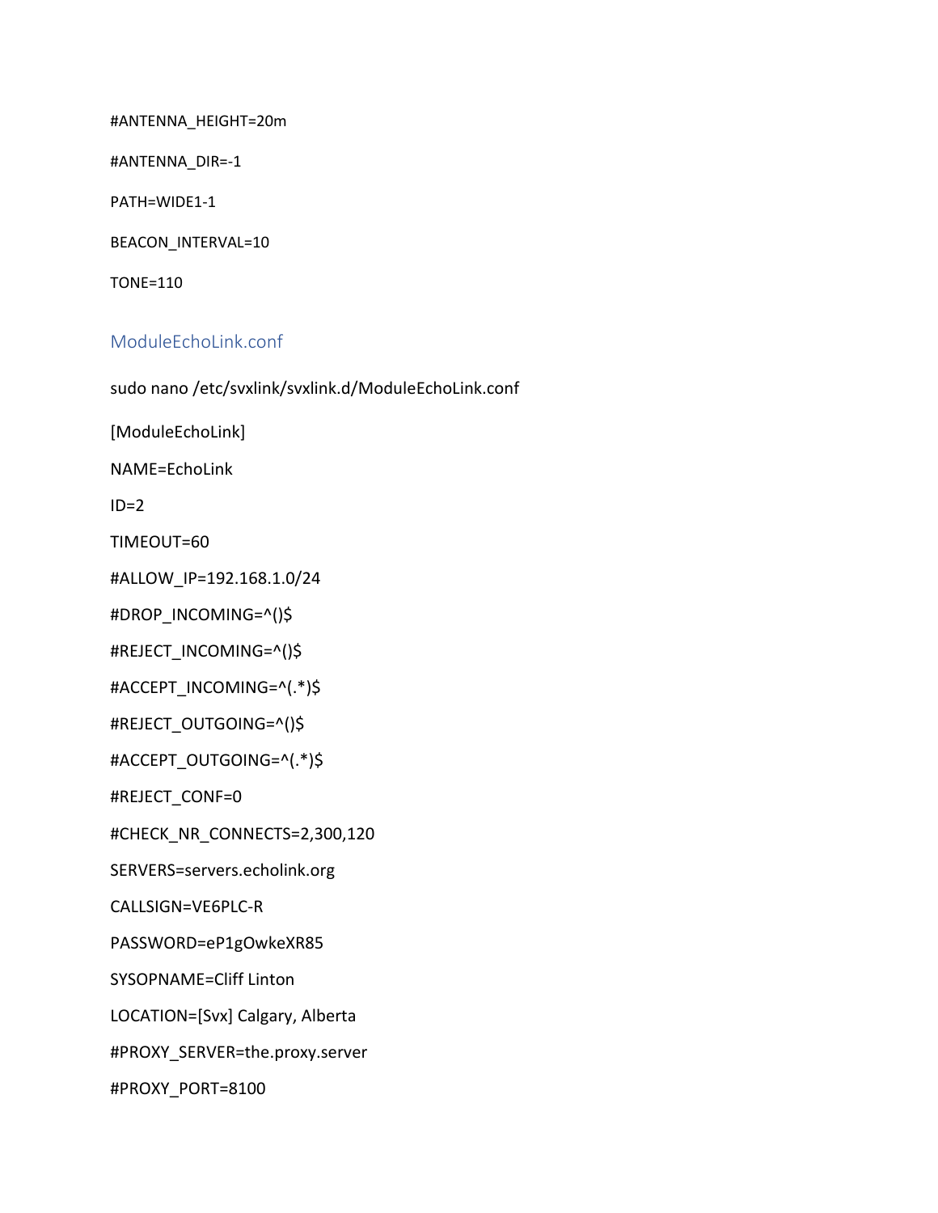#ANTENNA_HEIGHT=20m

#ANTENNA_DIR=-1

PATH=WIDE1-1

BEACON_INTERVAL=10

TONE=110

## ModuleEchoLink.conf

sudo nano /etc/svxlink/svxlink.d/ModuleEchoLink.conf

[ModuleEchoLink]

NAME=EchoLink

ID=2

TIMEOUT=60

#ALLOW_IP=192.168.1.0/24

#DROP_INCOMING=^()$

#REJECT_INCOMING=^()$

#ACCEPT_INCOMING=^(.*)$

#REJECT_OUTGOING=^()$

#ACCEPT_OUTGOING=^(.*)$

#REJECT_CONF=0

#CHECK_NR_CONNECTS=2,300,120

SERVERS=servers.echolink.org

CALLSIGN=VE6PLC-R

PASSWORD=eP1gOwkeXR85

SYSOPNAME=Cliff Linton

LOCATION=[Svx] Calgary, Alberta

#PROXY_SERVER=the.proxy.server

#PROXY_PORT=8100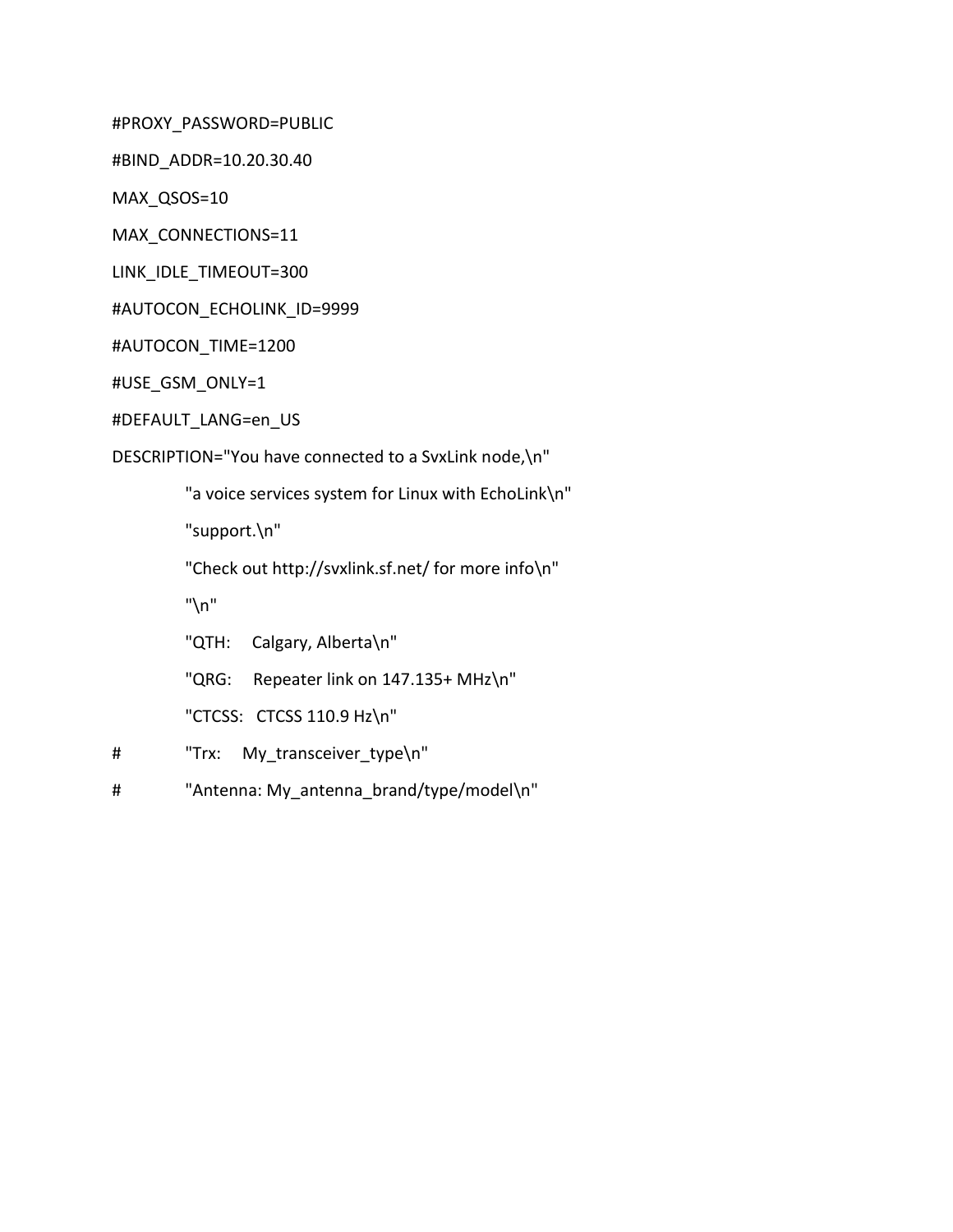```
#PROXY_PASSWORD=PUBLIC
#BIND_ADDR=10.20.30.40
MAX_QSOS=10
MAX_CONNECTIONS=11
LINK_IDLE_TIMEOUT=300
#AUTOCON_ECHOLINK_ID=9999
#AUTOCON_TIME=1200
#USE_GSM_ONLY=1
#DEFAULT_LANG=en_US
DESCRIPTION="You have connected to a SvxLink node,\n"
            "a voice services system for Linux with EchoLink\n"
            "support.\n"
            "Check out http://svxlink.sf.net/ for more info\n"
            "\n"
            "QTH:     Calgary, Alberta\n"
            "QRG:     Repeater link on 147.135+ MHz\n"
            "CTCSS:   CTCSS 110.9 Hz\n"
#           "Trx:     My_transceiver_type\n"
#           "Antenna: My_antenna_brand/type/model\n"
```